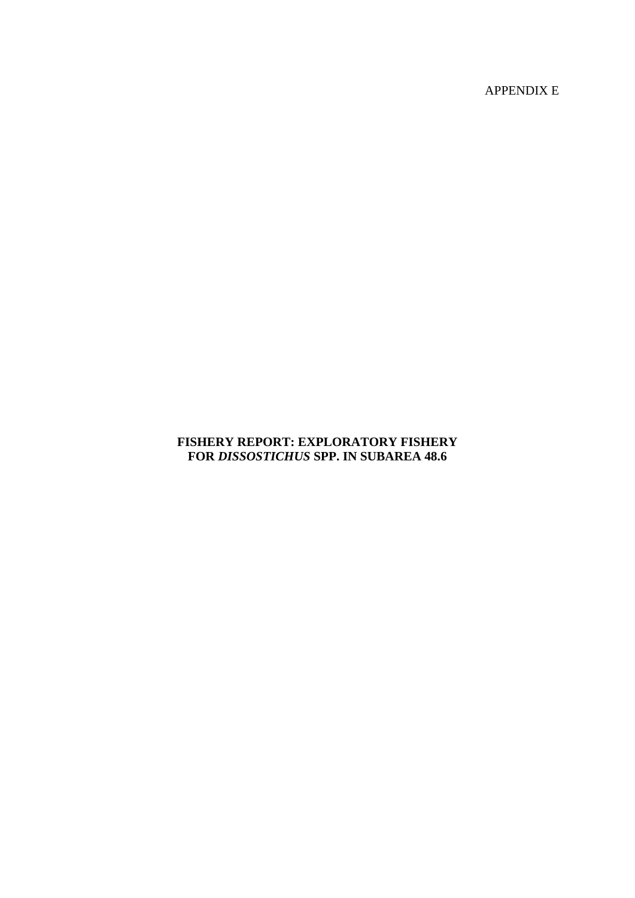APPENDIX E

# FISHERY REPORT: EXPLORATORY FISHERY FOR *DISSOSTICHUS* SPP. IN SUBAREA 48.6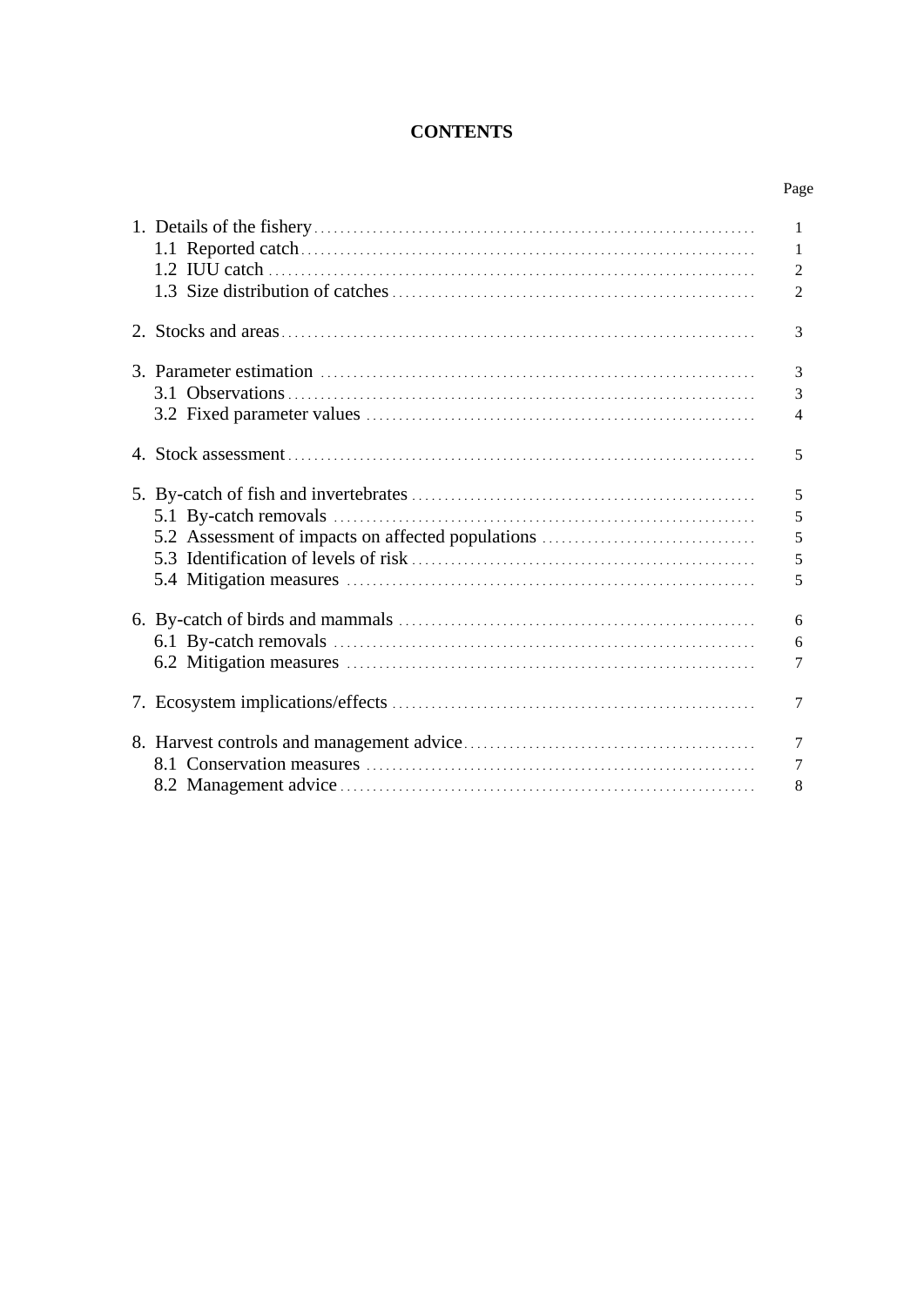# CONTENTS

| | Page |
|---|---|
| 1. Details of the fishery | 1 |
| 1.1 Reported catch | 1 |
| 1.2 IUU catch | 2 |
| 1.3 Size distribution of catches | 2 |
| 2. Stocks and areas | 3 |
| 3. Parameter estimation | 3 |
| 3.1 Observations | 3 |
| 3.2 Fixed parameter values | 4 |
| 4. Stock assessment | 5 |
| 5. By-catch of fish and invertebrates | 5 |
| 5.1 By-catch removals | 5 |
| 5.2 Assessment of impacts on affected populations | 5 |
| 5.3 Identification of levels of risk | 5 |
| 5.4 Mitigation measures | 5 |
| 6. By-catch of birds and mammals | 6 |
| 6.1 By-catch removals | 6 |
| 6.2 Mitigation measures | 7 |
| 7. Ecosystem implications/effects | 7 |
| 8. Harvest controls and management advice | 7 |
| 8.1 Conservation measures | 7 |
| 8.2 Management advice | 8 |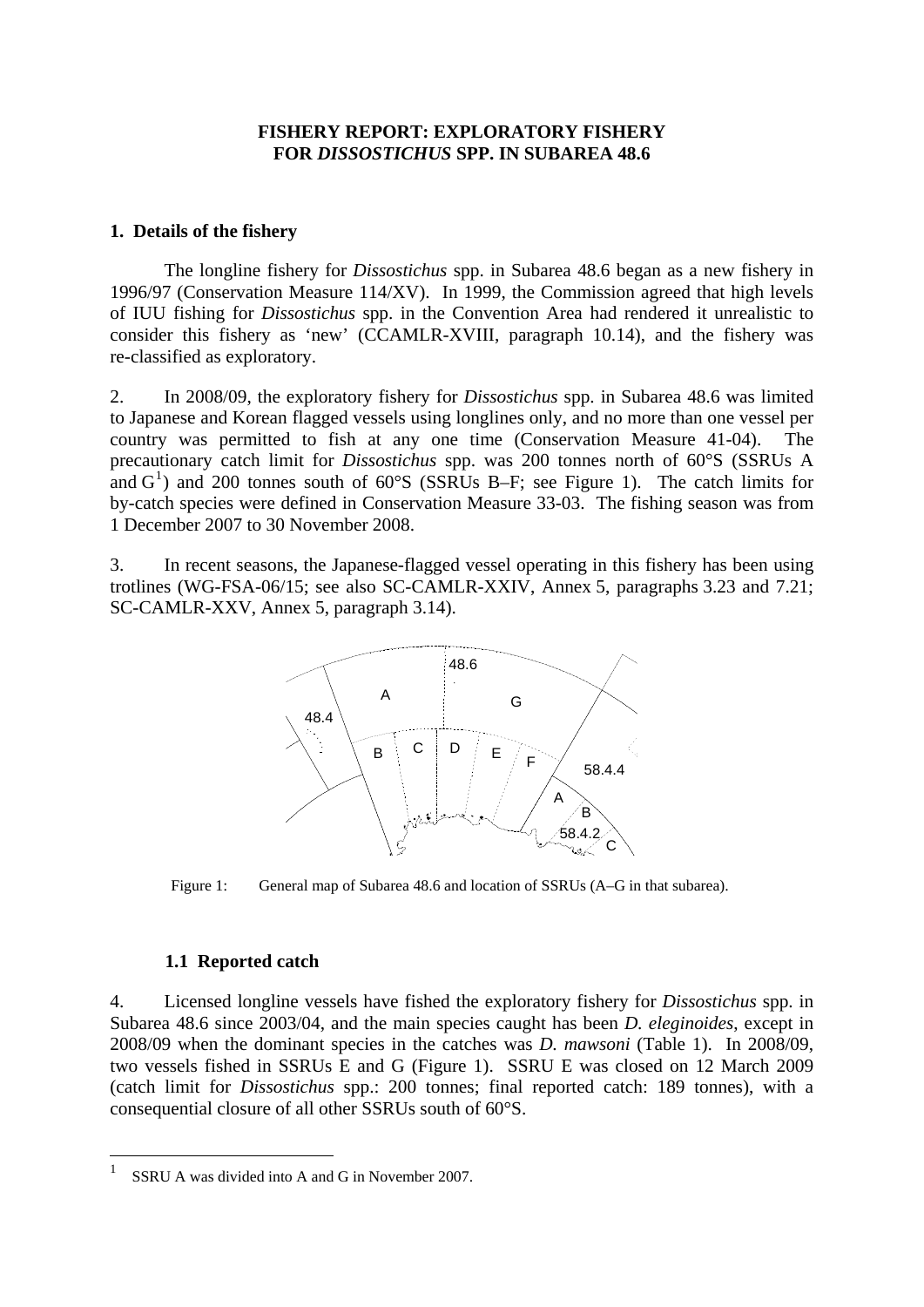**FISHERY REPORT: EXPLORATORY FISHERY FOR *DISSOSTICHUS* SPP. IN SUBAREA 48.6**

## 1. Details of the fishery

The longline fishery for *Dissostichus* spp. in Subarea 48.6 began as a new fishery in 1996/97 (Conservation Measure 114/XV). In 1999, the Commission agreed that high levels of IUU fishing for *Dissostichus* spp. in the Convention Area had rendered it unrealistic to consider this fishery as 'new' (CCAMLR-XVIII, paragraph 10.14), and the fishery was re-classified as exploratory.

2. In 2008/09, the exploratory fishery for *Dissostichus* spp. in Subarea 48.6 was limited to Japanese and Korean flagged vessels using longlines only, and no more than one vessel per country was permitted to fish at any one time (Conservation Measure 41-04). The precautionary catch limit for *Dissostichus* spp. was 200 tonnes north of 60°S (SSRUs A and G[1]) and 200 tonnes south of 60°S (SSRUs B–F; see Figure 1). The catch limits for by-catch species were defined in Conservation Measure 33-03. The fishing season was from 1 December 2007 to 30 November 2008.

3. In recent seasons, the Japanese-flagged vessel operating in this fishery has been using trotlines (WG-FSA-06/15; see also SC-CAMLR-XXIV, Annex 5, paragraphs 3.23 and 7.21; SC-CAMLR-XXV, Annex 5, paragraph 3.14).

Figure 1: General map of Subarea 48.6 and location of SSRUs (A–G in that subarea).

### 1.1 Reported catch

4. Licensed longline vessels have fished the exploratory fishery for *Dissostichus* spp. in Subarea 48.6 since 2003/04, and the main species caught has been *D. eleginoides*, except in 2008/09 when the dominant species in the catches was *D. mawsoni* (Table 1). In 2008/09, two vessels fished in SSRUs E and G (Figure 1). SSRU E was closed on 12 March 2009 (catch limit for *Dissostichus* spp.: 200 tonnes; final reported catch: 189 tonnes), with a consequential closure of all other SSRUs south of 60°S.

---

[1] SSRU A was divided into A and G in November 2007.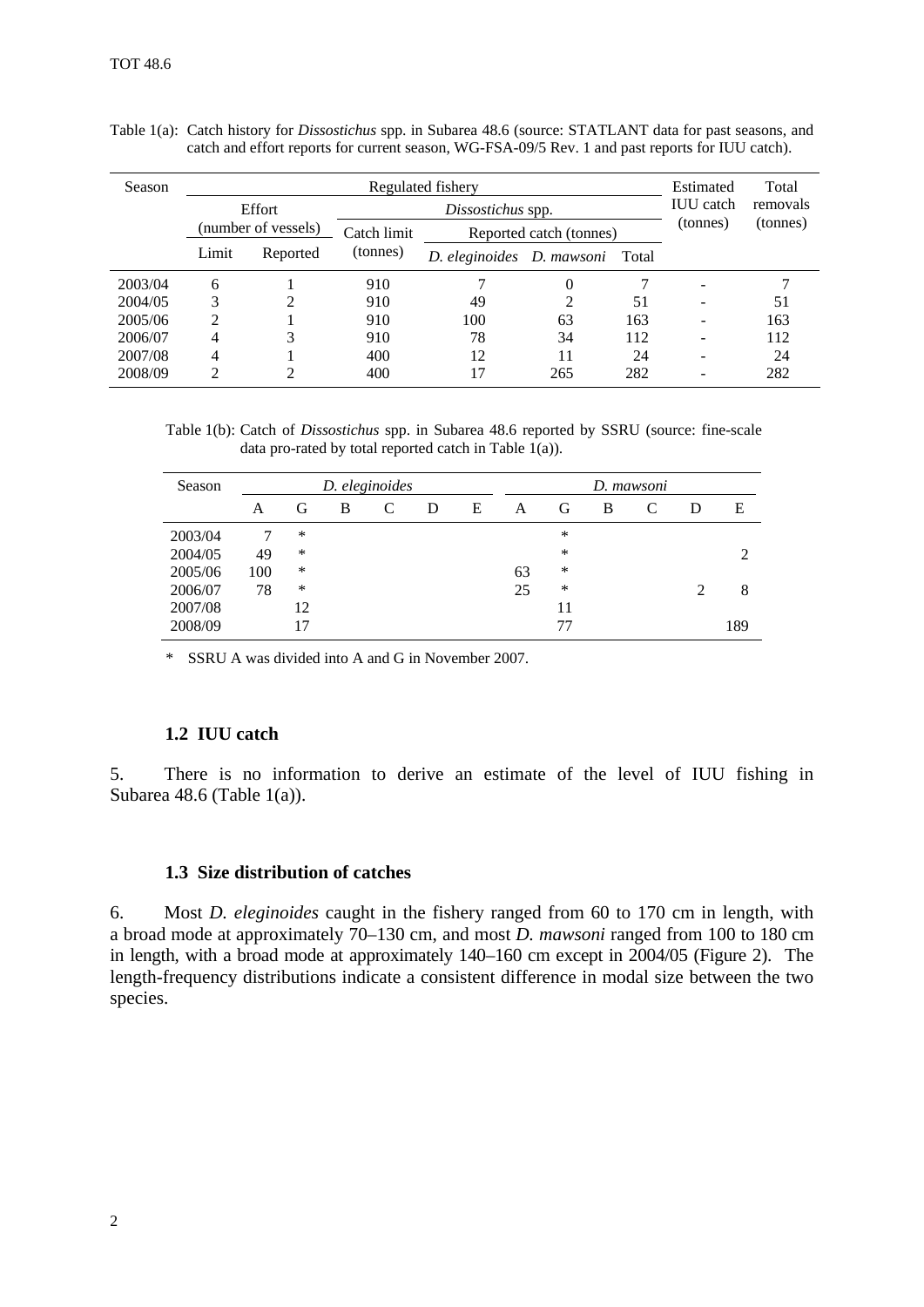Table 1(a): Catch history for *Dissostichus* spp. in Subarea 48.6 (source: STATLANT data for past seasons, and catch and effort reports for current season, WG-FSA-09/5 Rev. 1 and past reports for IUU catch).

| Season | Regulated fishery | | | | | | Estimated IUU catch (tonnes) | Total removals (tonnes) |
|---|---|---|---|---|---|---|---|---|
| | Effort (number of vessels) | | *Dissostichus* spp. | | | | | |
| | | | Catch limit (tonnes) | Reported catch (tonnes) | | | | |
| | Limit | Reported | | *D. eleginoides* | *D. mawsoni* | Total | | |
| 2003/04 | 6 | 1 | 910 | 7 | 0 | 7 | - | 7 |
| 2004/05 | 3 | 2 | 910 | 49 | 2 | 51 | - | 51 |
| 2005/06 | 2 | 1 | 910 | 100 | 63 | 163 | - | 163 |
| 2006/07 | 4 | 3 | 910 | 78 | 34 | 112 | - | 112 |
| 2007/08 | 4 | 1 | 400 | 12 | 11 | 24 | - | 24 |
| 2008/09 | 2 | 2 | 400 | 17 | 265 | 282 | - | 282 |

Table 1(b): Catch of *Dissostichus* spp. in Subarea 48.6 reported by SSRU (source: fine-scale data pro-rated by total reported catch in Table 1(a)).

| Season | *D. eleginoides* | | | | | | *D. mawsoni* | | | | | |
|---|---|---|---|---|---|---|---|---|---|---|---|---|
| | A | G | B | C | D | E | A | G | B | C | D | E |
| 2003/04 | 7 | * | | | | | | * | | | | |
| 2004/05 | 49 | * | | | | | | * | | | | 2 |
| 2005/06 | 100 | * | | | | | 63 | * | | | | |
| 2006/07 | 78 | * | | | | | 25 | * | | | 2 | 8 |
| 2007/08 | | 12 | | | | | | 11 | | | | |
| 2008/09 | | 17 | | | | | | 77 | | | | 189 |

\* SSRU A was divided into A and G in November 2007.

### 1.2 IUU catch

5. There is no information to derive an estimate of the level of IUU fishing in Subarea 48.6 (Table 1(a)).

### 1.3 Size distribution of catches

6. Most *D. eleginoides* caught in the fishery ranged from 60 to 170 cm in length, with a broad mode at approximately 70–130 cm, and most *D. mawsoni* ranged from 100 to 180 cm in length, with a broad mode at approximately 140–160 cm except in 2004/05 (Figure 2). The length-frequency distributions indicate a consistent difference in modal size between the two species.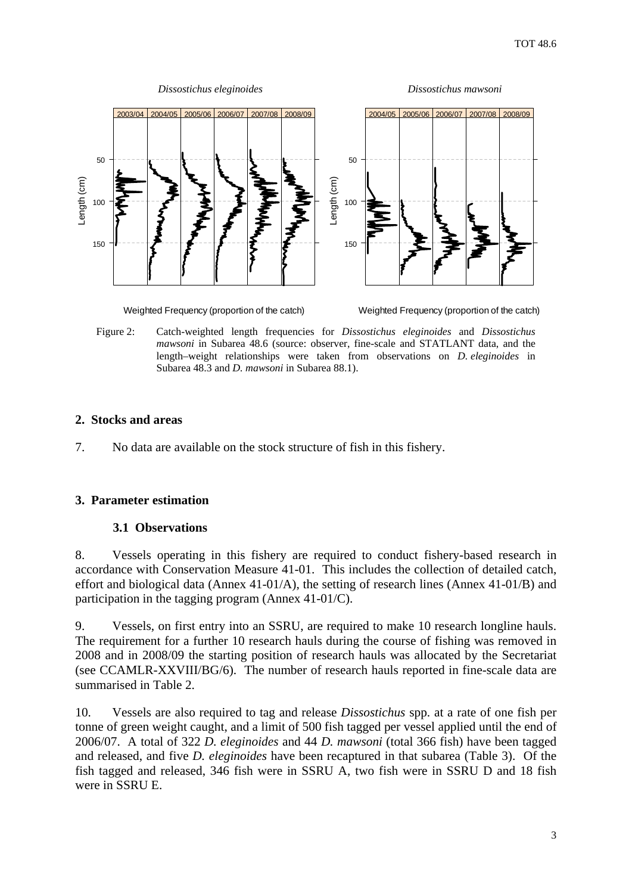Figure 2: Catch-weighted length frequencies for *Dissostichus eleginoides* and *Dissostichus mawsoni* in Subarea 48.6 (source: observer, fine-scale and STATLANT data, and the length–weight relationships were taken from observations on *D. eleginoides* in Subarea 48.3 and *D. mawsoni* in Subarea 88.1).

## 2. Stocks and areas

7. No data are available on the stock structure of fish in this fishery.

## 3. Parameter estimation

### 3.1 Observations

8. Vessels operating in this fishery are required to conduct fishery-based research in accordance with Conservation Measure 41-01. This includes the collection of detailed catch, effort and biological data (Annex 41-01/A), the setting of research lines (Annex 41-01/B) and participation in the tagging program (Annex 41-01/C).

9. Vessels, on first entry into an SSRU, are required to make 10 research longline hauls. The requirement for a further 10 research hauls during the course of fishing was removed in 2008 and in 2008/09 the starting position of research hauls was allocated by the Secretariat (see CCAMLR-XXVIII/BG/6). The number of research hauls reported in fine-scale data are summarised in Table 2.

10. Vessels are also required to tag and release *Dissostichus* spp. at a rate of one fish per tonne of green weight caught, and a limit of 500 fish tagged per vessel applied until the end of 2006/07. A total of 322 *D. eleginoides* and 44 *D. mawsoni* (total 366 fish) have been tagged and released, and five *D. eleginoides* have been recaptured in that subarea (Table 3). Of the fish tagged and released, 346 fish were in SSRU A, two fish were in SSRU D and 18 fish were in SSRU E.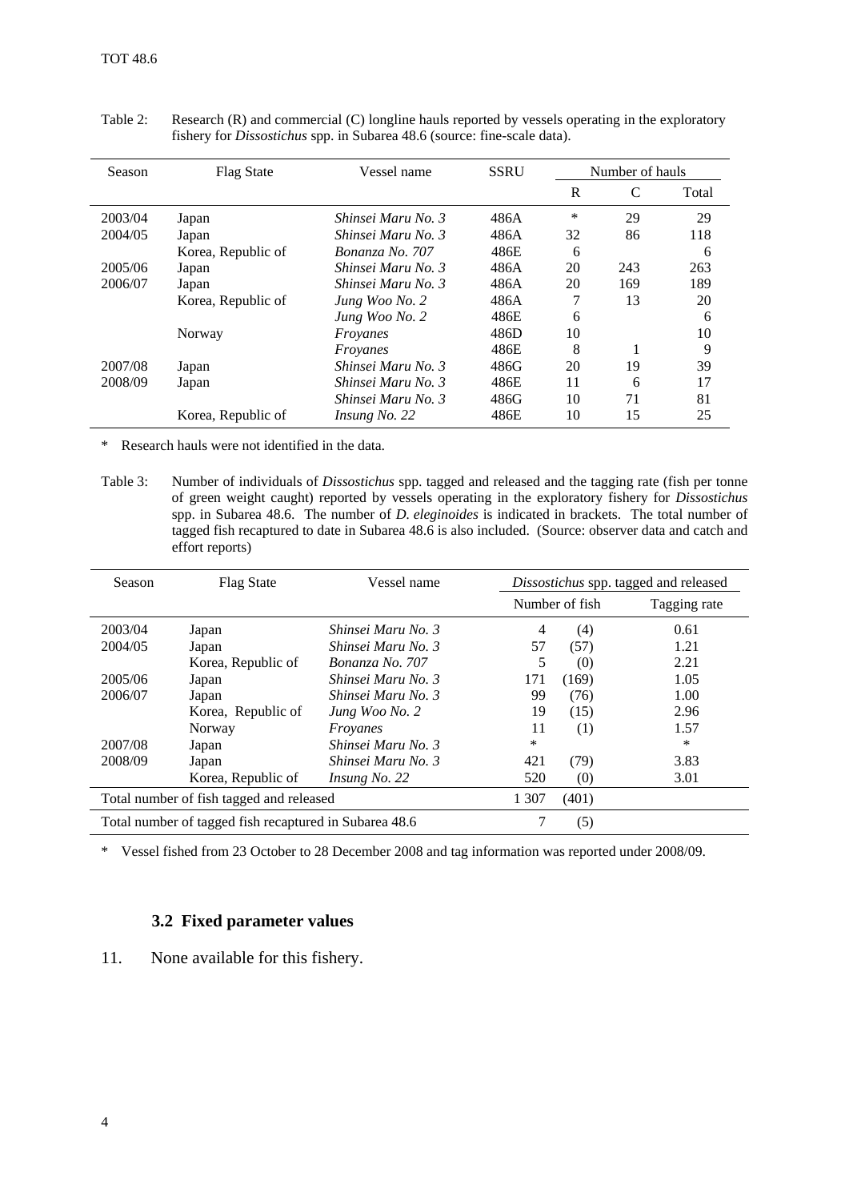Table 2: Research (R) and commercial (C) longline hauls reported by vessels operating in the exploratory fishery for *Dissostichus* spp. in Subarea 48.6 (source: fine-scale data).

| Season | Flag State | Vessel name | SSRU | Number of hauls | | |
|---|---|---|---|---|---|---|
| | | | | R | C | Total |
| 2003/04 | Japan | *Shinsei Maru No. 3* | 486A | * | 29 | 29 |
| 2004/05 | Japan | *Shinsei Maru No. 3* | 486A | 32 | 86 | 118 |
| | Korea, Republic of | *Bonanza No. 707* | 486E | 6 | | 6 |
| 2005/06 | Japan | *Shinsei Maru No. 3* | 486A | 20 | 243 | 263 |
| 2006/07 | Japan | *Shinsei Maru No. 3* | 486A | 20 | 169 | 189 |
| | Korea, Republic of | *Jung Woo No. 2* | 486A | 7 | 13 | 20 |
| | | *Jung Woo No. 2* | 486E | 6 | | 6 |
| | Norway | *Froyanes* | 486D | 10 | | 10 |
| | | *Froyanes* | 486E | 8 | 1 | 9 |
| 2007/08 | Japan | *Shinsei Maru No. 3* | 486G | 20 | 19 | 39 |
| 2008/09 | Japan | *Shinsei Maru No. 3* | 486E | 11 | 6 | 17 |
| | | *Shinsei Maru No. 3* | 486G | 10 | 71 | 81 |
| | Korea, Republic of | *Insung No. 22* | 486E | 10 | 15 | 25 |

* Research hauls were not identified in the data.

Table 3: Number of individuals of *Dissostichus* spp. tagged and released and the tagging rate (fish per tonne of green weight caught) reported by vessels operating in the exploratory fishery for *Dissostichus* spp. in Subarea 48.6. The number of *D. eleginoides* is indicated in brackets. The total number of tagged fish recaptured to date in Subarea 48.6 is also included. (Source: observer data and catch and effort reports)

| Season | Flag State | Vessel name | *Dissostichus* spp. tagged and released | | |
|---|---|---|---|---|---|
| | | | Number of fish | | Tagging rate |
| 2003/04 | Japan | *Shinsei Maru No. 3* | 4 | (4) | 0.61 |
| 2004/05 | Japan | *Shinsei Maru No. 3* | 57 | (57) | 1.21 |
| | Korea, Republic of | *Bonanza No. 707* | 5 | (0) | 2.21 |
| 2005/06 | Japan | *Shinsei Maru No. 3* | 171 | (169) | 1.05 |
| 2006/07 | Japan | *Shinsei Maru No. 3* | 99 | (76) | 1.00 |
| | Korea, Republic of | *Jung Woo No. 2* | 19 | (15) | 2.96 |
| | Norway | *Froyanes* | 11 | (1) | 1.57 |
| 2007/08 | Japan | *Shinsei Maru No. 3* | * | | * |
| 2008/09 | Japan | *Shinsei Maru No. 3* | 421 | (79) | 3.83 |
| | Korea, Republic of | *Insung No. 22* | 520 | (0) | 3.01 |
| Total number of fish tagged and released | | | 1 307 | (401) | |
| Total number of tagged fish recaptured in Subarea 48.6 | | | 7 | (5) | |

* Vessel fished from 23 October to 28 December 2008 and tag information was reported under 2008/09.

### 3.2 Fixed parameter values

11. None available for this fishery.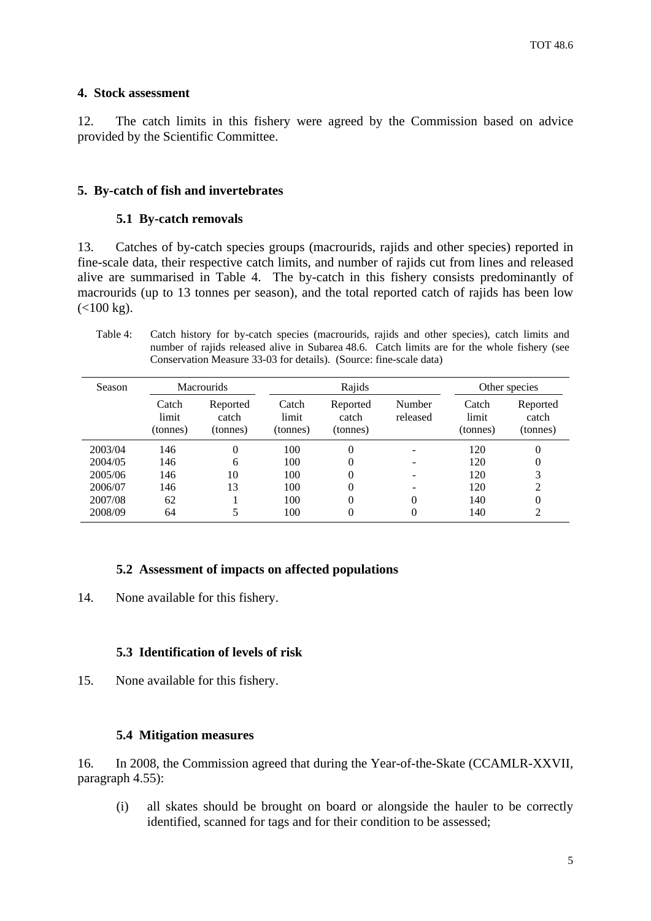## 4. Stock assessment

12. The catch limits in this fishery were agreed by the Commission based on advice provided by the Scientific Committee.

## 5. By-catch of fish and invertebrates

### 5.1 By-catch removals

13. Catches of by-catch species groups (macrourids, rajids and other species) reported in fine-scale data, their respective catch limits, and number of rajids cut from lines and released alive are summarised in Table 4. The by-catch in this fishery consists predominantly of macrourids (up to 13 tonnes per season), and the total reported catch of rajids has been low (<100 kg).

Table 4: Catch history for by-catch species (macrourids, rajids and other species), catch limits and number of rajids released alive in Subarea 48.6. Catch limits are for the whole fishery (see Conservation Measure 33-03 for details). (Source: fine-scale data)

| Season | Macrourids | | Rajids | | | Other species | |
|---|---|---|---|---|---|---|---|
| | Catch limit (tonnes) | Reported catch (tonnes) | Catch limit (tonnes) | Reported catch (tonnes) | Number released | Catch limit (tonnes) | Reported catch (tonnes) |
| 2003/04 | 146 | 0 | 100 | 0 | - | 120 | 0 |
| 2004/05 | 146 | 6 | 100 | 0 | - | 120 | 0 |
| 2005/06 | 146 | 10 | 100 | 0 | - | 120 | 3 |
| 2006/07 | 146 | 13 | 100 | 0 | - | 120 | 2 |
| 2007/08 | 62 | 1 | 100 | 0 | 0 | 140 | 0 |
| 2008/09 | 64 | 5 | 100 | 0 | 0 | 140 | 2 |

### 5.2 Assessment of impacts on affected populations

14. None available for this fishery.

### 5.3 Identification of levels of risk

15. None available for this fishery.

### 5.4 Mitigation measures

16. In 2008, the Commission agreed that during the Year-of-the-Skate (CCAMLR-XXVII, paragraph 4.55):

(i) all skates should be brought on board or alongside the hauler to be correctly identified, scanned for tags and for their condition to be assessed;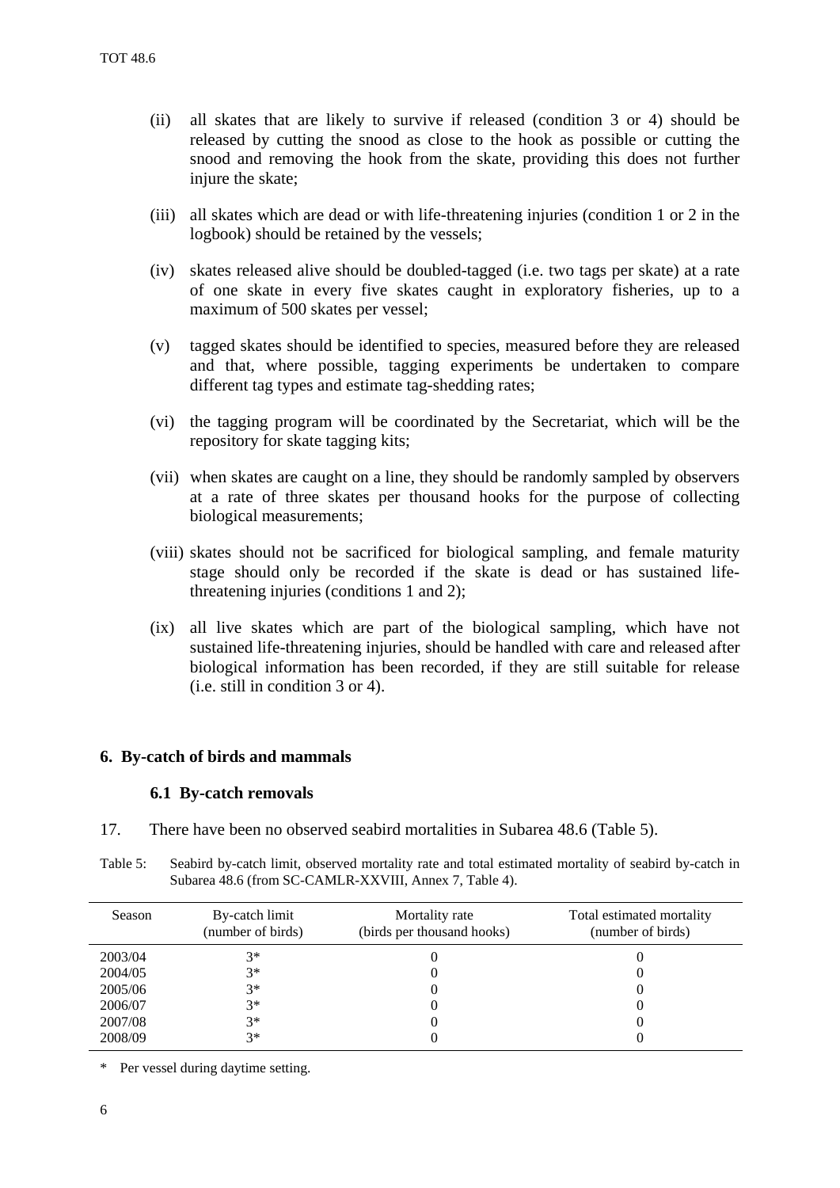(ii) all skates that are likely to survive if released (condition 3 or 4) should be released by cutting the snood as close to the hook as possible or cutting the snood and removing the hook from the skate, providing this does not further injure the skate;

(iii) all skates which are dead or with life-threatening injuries (condition 1 or 2 in the logbook) should be retained by the vessels;

(iv) skates released alive should be doubled-tagged (i.e. two tags per skate) at a rate of one skate in every five skates caught in exploratory fisheries, up to a maximum of 500 skates per vessel;

(v) tagged skates should be identified to species, measured before they are released and that, where possible, tagging experiments be undertaken to compare different tag types and estimate tag-shedding rates;

(vi) the tagging program will be coordinated by the Secretariat, which will be the repository for skate tagging kits;

(vii) when skates are caught on a line, they should be randomly sampled by observers at a rate of three skates per thousand hooks for the purpose of collecting biological measurements;

(viii) skates should not be sacrificed for biological sampling, and female maturity stage should only be recorded if the skate is dead or has sustained life-threatening injuries (conditions 1 and 2);

(ix) all live skates which are part of the biological sampling, which have not sustained life-threatening injuries, should be handled with care and released after biological information has been recorded, if they are still suitable for release (i.e. still in condition 3 or 4).

## 6. By-catch of birds and mammals

### 6.1 By-catch removals

17. There have been no observed seabird mortalities in Subarea 48.6 (Table 5).

Table 5: Seabird by-catch limit, observed mortality rate and total estimated mortality of seabird by-catch in Subarea 48.6 (from SC-CAMLR-XXVIII, Annex 7, Table 4).

| Season | By-catch limit (number of birds) | Mortality rate (birds per thousand hooks) | Total estimated mortality (number of birds) |
|---|---|---|---|
| 2003/04 | 3* | 0 | 0 |
| 2004/05 | 3* | 0 | 0 |
| 2005/06 | 3* | 0 | 0 |
| 2006/07 | 3* | 0 | 0 |
| 2007/08 | 3* | 0 | 0 |
| 2008/09 | 3* | 0 | 0 |

* Per vessel during daytime setting.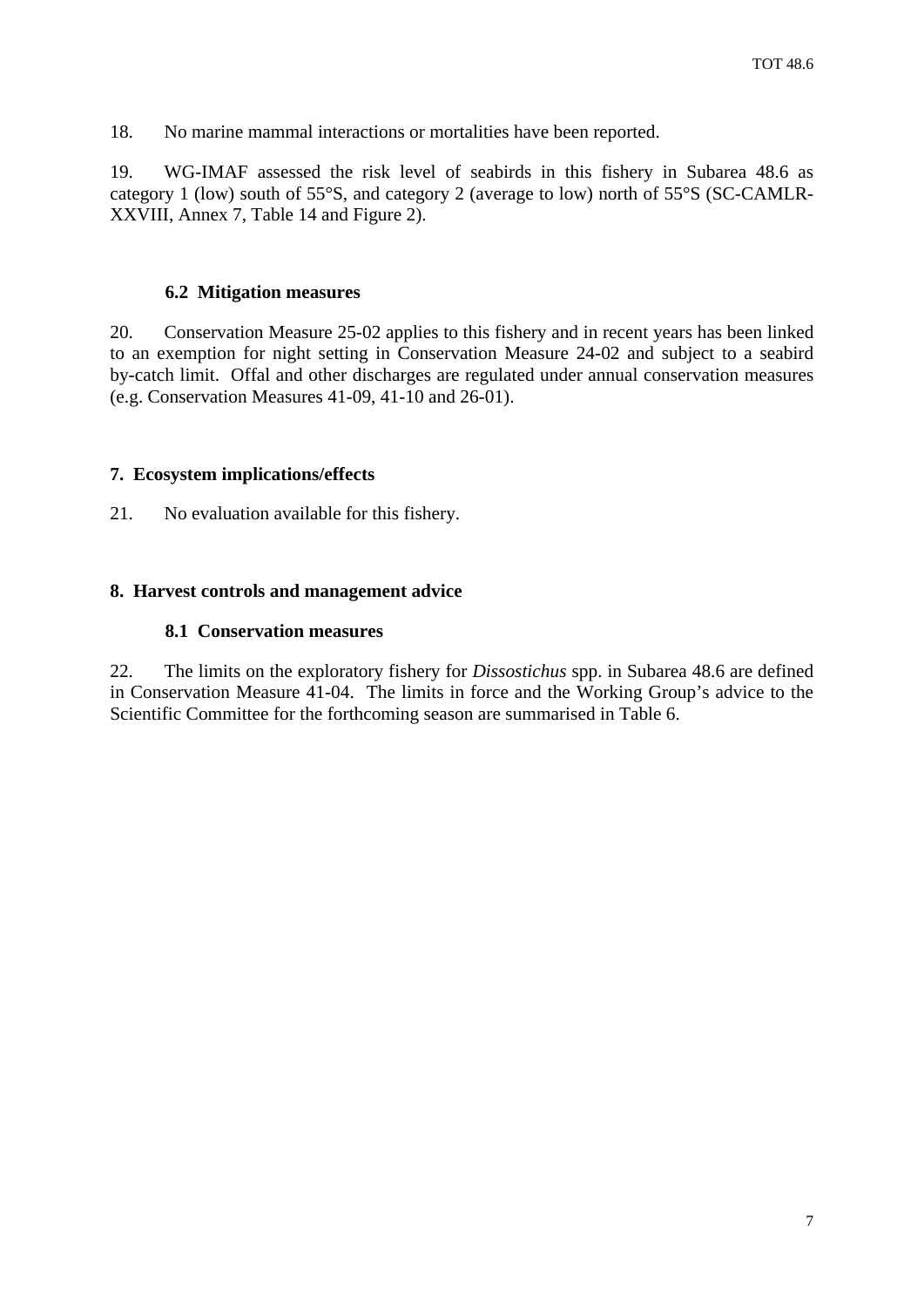18. No marine mammal interactions or mortalities have been reported.

19. WG-IMAF assessed the risk level of seabirds in this fishery in Subarea 48.6 as category 1 (low) south of 55°S, and category 2 (average to low) north of 55°S (SC-CAMLR-XXVIII, Annex 7, Table 14 and Figure 2).

### 6.2 Mitigation measures

20. Conservation Measure 25-02 applies to this fishery and in recent years has been linked to an exemption for night setting in Conservation Measure 24-02 and subject to a seabird by-catch limit. Offal and other discharges are regulated under annual conservation measures (e.g. Conservation Measures 41-09, 41-10 and 26-01).

## 7. Ecosystem implications/effects

21. No evaluation available for this fishery.

## 8. Harvest controls and management advice

### 8.1 Conservation measures

22. The limits on the exploratory fishery for *Dissostichus* spp. in Subarea 48.6 are defined in Conservation Measure 41-04. The limits in force and the Working Group's advice to the Scientific Committee for the forthcoming season are summarised in Table 6.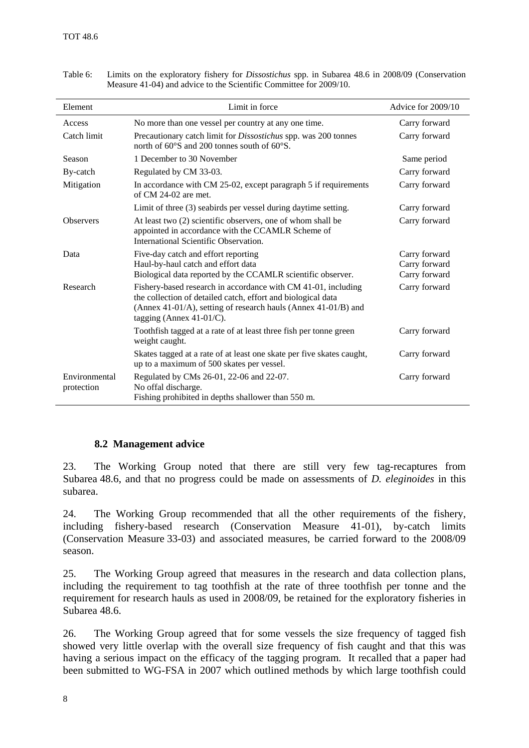Table 6: Limits on the exploratory fishery for *Dissostichus* spp. in Subarea 48.6 in 2008/09 (Conservation Measure 41-04) and advice to the Scientific Committee for 2009/10.

| Element | Limit in force | Advice for 2009/10 |
|---|---|---|
| Access | No more than one vessel per country at any one time. | Carry forward |
| Catch limit | Precautionary catch limit for *Dissostichus* spp. was 200 tonnes north of 60°S and 200 tonnes south of 60°S. | Carry forward |
| Season | 1 December to 30 November | Same period |
| By-catch | Regulated by CM 33-03. | Carry forward |
| Mitigation | In accordance with CM 25-02, except paragraph 5 if requirements of CM 24-02 are met. | Carry forward |
| | Limit of three (3) seabirds per vessel during daytime setting. | Carry forward |
| Observers | At least two (2) scientific observers, one of whom shall be appointed in accordance with the CCAMLR Scheme of International Scientific Observation. | Carry forward |
| Data | Five-day catch and effort reporting<br>Haul-by-haul catch and effort data<br>Biological data reported by the CCAMLR scientific observer. | Carry forward<br>Carry forward<br>Carry forward |
| Research | Fishery-based research in accordance with CM 41-01, including the collection of detailed catch, effort and biological data (Annex 41-01/A), setting of research hauls (Annex 41-01/B) and tagging (Annex 41-01/C). | Carry forward |
| | Toothfish tagged at a rate of at least three fish per tonne green weight caught. | Carry forward |
| | Skates tagged at a rate of at least one skate per five skates caught, up to a maximum of 500 skates per vessel. | Carry forward |
| Environmental protection | Regulated by CMs 26-01, 22-06 and 22-07.<br>No offal discharge.<br>Fishing prohibited in depths shallower than 550 m. | Carry forward |

### 8.2 Management advice

23. The Working Group noted that there are still very few tag-recaptures from Subarea 48.6, and that no progress could be made on assessments of *D. eleginoides* in this subarea.

24. The Working Group recommended that all the other requirements of the fishery, including fishery-based research (Conservation Measure 41-01), by-catch limits (Conservation Measure 33-03) and associated measures, be carried forward to the 2008/09 season.

25. The Working Group agreed that measures in the research and data collection plans, including the requirement to tag toothfish at the rate of three toothfish per tonne and the requirement for research hauls as used in 2008/09, be retained for the exploratory fisheries in Subarea 48.6.

26. The Working Group agreed that for some vessels the size frequency of tagged fish showed very little overlap with the overall size frequency of fish caught and that this was having a serious impact on the efficacy of the tagging program. It recalled that a paper had been submitted to WG-FSA in 2007 which outlined methods by which large toothfish could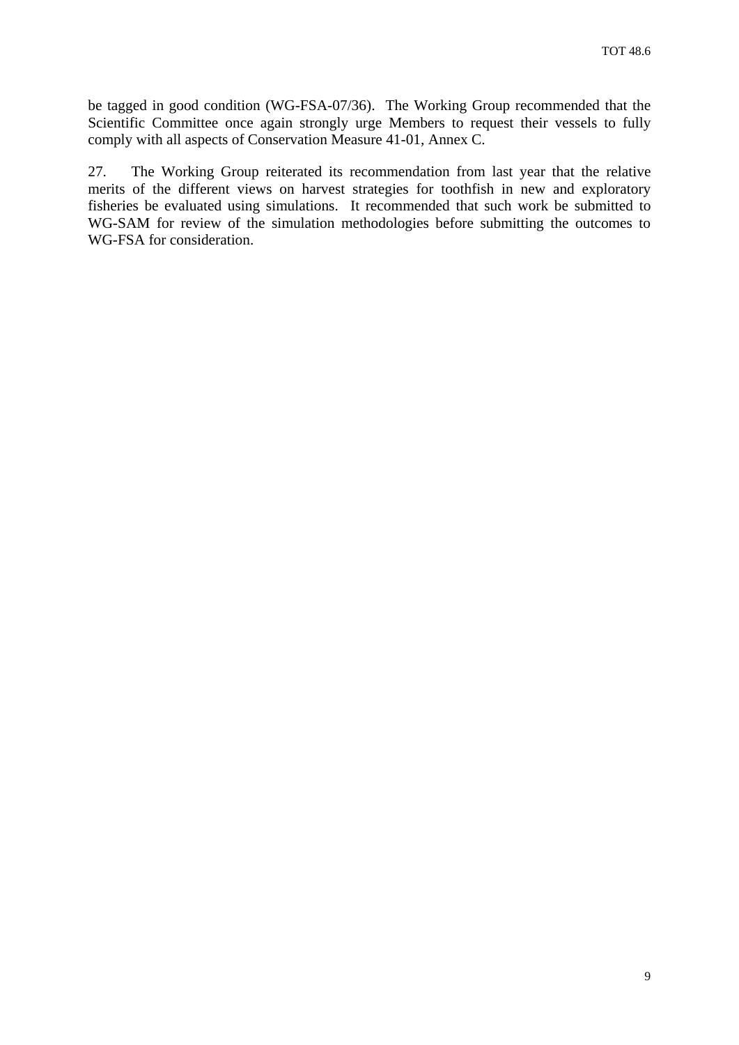be tagged in good condition (WG-FSA-07/36). The Working Group recommended that the Scientific Committee once again strongly urge Members to request their vessels to fully comply with all aspects of Conservation Measure 41-01, Annex C.

27. The Working Group reiterated its recommendation from last year that the relative merits of the different views on harvest strategies for toothfish in new and exploratory fisheries be evaluated using simulations. It recommended that such work be submitted to WG-SAM for review of the simulation methodologies before submitting the outcomes to WG-FSA for consideration.